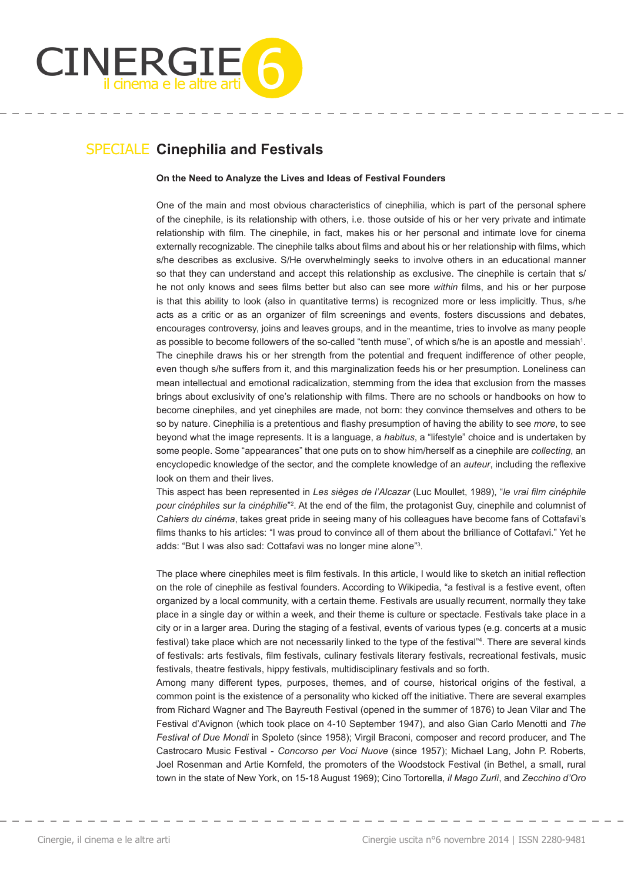# SPECIALE Cinephilia and Festivals

### On the Need to Analyze the Lives and Ideas of Festival Founders

One of the main and most obvious characteristics of cinephilia, which is part of the personal sphere of the cinephile, is its relationship with others, i.e. those outside of his or her very private and intimate relationship with film. The cinephile, in fact, makes his or her personal and intimate love for cinema externally recognizable. The cinephile talks about films and about his or her relationship with films, which s/he describes as exclusive. S/He overwhelmingly seeks to involve others in an educational manner so that they can understand and accept this relationship as exclusive. The cinephile is certain that s/he not only knows and sees films better but also can see more *within* films, and his or her purpose is that this ability to look (also in quantitative terms) is recognized more or less implicitly. Thus, s/he acts as a critic or as an organizer of film screenings and events, fosters discussions and debates, encourages controversy, joins and leaves groups, and in the meantime, tries to involve as many people as possible to become followers of the so-called "tenth muse", of which s/he is an apostle and messiah[1]. The cinephile draws his or her strength from the potential and frequent indifference of other people, even though s/he suffers from it, and this marginalization feeds his or her presumption. Loneliness can mean intellectual and emotional radicalization, stemming from the idea that exclusion from the masses brings about exclusivity of one's relationship with films. There are no schools or handbooks on how to become cinephiles, and yet cinephiles are made, not born: they convince themselves and others to be so by nature. Cinephilia is a pretentious and flashy presumption of having the ability to see *more*, to see beyond what the image represents. It is a language, a *habitus*, a "lifestyle" choice and is undertaken by some people. Some "appearances" that one puts on to show him/herself as a cinephile are *collecting*, an encyclopedic knowledge of the sector, and the complete knowledge of an *auteur*, including the reflexive look on them and their lives.

This aspect has been represented in *Les sièges de l'Alcazar* (Luc Moullet, 1989), "*le vrai film cinéphile pour cinéphiles sur la cinéphilie*"[2]. At the end of the film, the protagonist Guy, cinephile and columnist of *Cahiers du cinéma*, takes great pride in seeing many of his colleagues have become fans of Cottafavi's films thanks to his articles: "I was proud to convince all of them about the brilliance of Cottafavi." Yet he adds: "But I was also sad: Cottafavi was no longer mine alone"[3].

The place where cinephiles meet is film festivals. In this article, I would like to sketch an initial reflection on the role of cinephile as festival founders. According to Wikipedia, "a festival is a festive event, often organized by a local community, with a certain theme. Festivals are usually recurrent, normally they take place in a single day or within a week, and their theme is culture or spectacle. Festivals take place in a city or in a larger area. During the staging of a festival, events of various types (e.g. concerts at a music festival) take place which are not necessarily linked to the type of the festival"[4]. There are several kinds of festivals: arts festivals, film festivals, culinary festivals literary festivals, recreational festivals, music festivals, theatre festivals, hippy festivals, multidisciplinary festivals and so forth.

Among many different types, purposes, themes, and of course, historical origins of the festival, a common point is the existence of a personality who kicked off the initiative. There are several examples from Richard Wagner and The Bayreuth Festival (opened in the summer of 1876) to Jean Vilar and The Festival d'Avignon (which took place on 4-10 September 1947), and also Gian Carlo Menotti and *The Festival of Due Mondi* in Spoleto (since 1958); Virgil Braconi, composer and record producer, and The Castrocaro Music Festival - *Concorso per Voci Nuove* (since 1957); Michael Lang, John P. Roberts, Joel Rosenman and Artie Kornfeld, the promoters of the Woodstock Festival (in Bethel, a small, rural town in the state of New York, on 15-18 August 1969); Cino Tortorella, *il Mago Zurlì*, and *Zecchino d'Oro*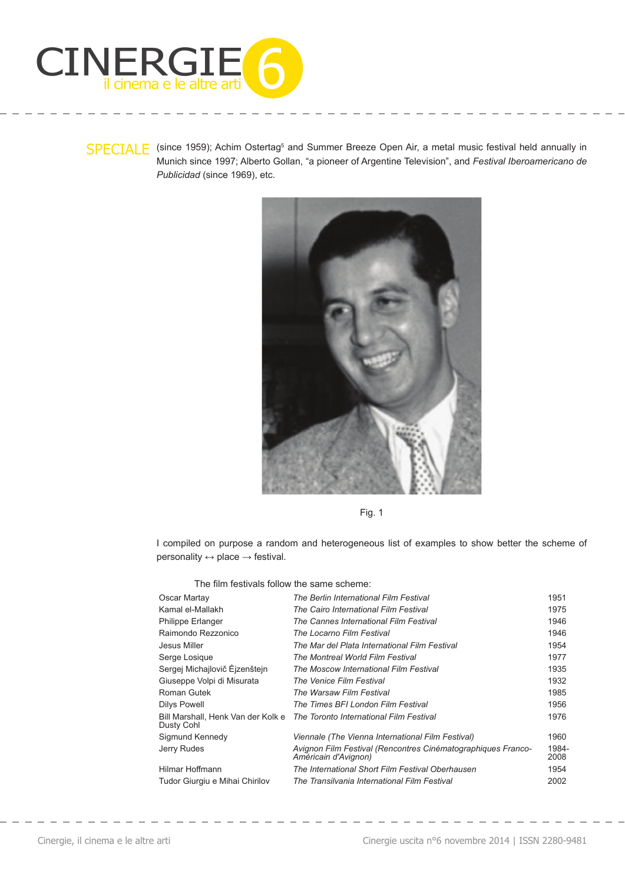(since 1959); Achim Ostertag[5] and Summer Breeze Open Air, a metal music festival held annually in Munich since 1997; Alberto Gollan, "a pioneer of Argentine Television", and *Festival Iberoamericano de Publicidad* (since 1969), etc.

Fig. 1

I compiled on purpose a random and heterogeneous list of examples to show better the scheme of personality ↔ place → festival.

The film festivals follow the same scheme:

| | | |
|---|---|---|
| Oscar Martay | *The Berlin International Film Festival* | 1951 |
| Kamal el-Mallakh | *The Cairo International Film Festival* | 1975 |
| Philippe Erlanger | *The Cannes International Film Festival* | 1946 |
| Raimondo Rezzonico | *The Locarno Film Festival* | 1946 |
| Jesus Miller | *The Mar del Plata International Film Festival* | 1954 |
| Serge Losique | *The Montreal World Film Festival* | 1977 |
| Sergej Michajlovič Ėjzenštejn | *The Moscow International Film Festival* | 1935 |
| Giuseppe Volpi di Misurata | *The Venice Film Festival* | 1932 |
| Roman Gutek | *The Warsaw Film Festival* | 1985 |
| Dilys Powell | *The Times BFI London Film Festival* | 1956 |
| Bill Marshall, Henk Van der Kolk e Dusty Cohl | *The Toronto International Film Festival* | 1976 |
| Sigmund Kennedy | *Viennale (The Vienna International Film Festival)* | 1960 |
| Jerry Rudes | *Avignon Film Festival (Rencontres Cinématographiques Franco-Américain d'Avignon)* | 1984-2008 |
| Hilmar Hoffmann | *The International Short Film Festival Oberhausen* | 1954 |
| Tudor Giurgiu e Mihai Chirilov | *The Transilvania International Film Festival* | 2002 |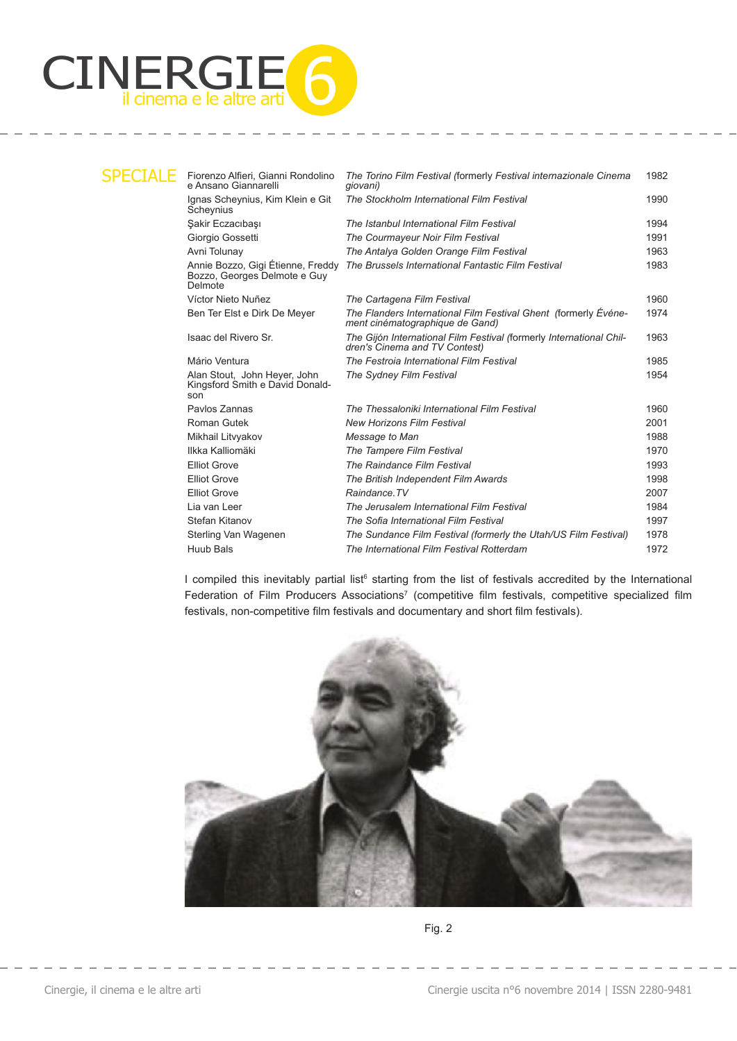SPECIALE

| | | |
|---|---|---|
| Fiorenzo Alfieri, Gianni Rondolino e Ansano Giannarelli | *The Torino Film Festival* (formerly *Festival internazionale Cinema giovani)* | 1982 |
| Ignas Scheynius, Kim Klein e Git Scheynius | *The Stockholm International Film Festival* | 1990 |
| Şakir Eczacıbaşı | *The Istanbul International Film Festival* | 1994 |
| Giorgio Gossetti | *The Courmayeur Noir Film Festival* | 1991 |
| Avni Tolunay | *The Antalya Golden Orange Film Festival* | 1963 |
| Annie Bozzo, Gigi Étienne, Freddy Bozzo, Georges Delmote e Guy Delmote | *The Brussels International Fantastic Film Festival* | 1983 |
| Víctor Nieto Nuñez | *The Cartagena Film Festival* | 1960 |
| Ben Ter Elst e Dirk De Meyer | *The Flanders International Film Festival Ghent* (formerly *Événement cinématographique de Gand)* | 1974 |
| Isaac del Rivero Sr. | *The Gijón International Film Festival* (formerly *International Children's Cinema and TV Contest)* | 1963 |
| Mário Ventura | *The Festroia International Film Festival* | 1985 |
| Alan Stout, John Heyer, John Kingsford Smith e David Donaldson | *The Sydney Film Festival* | 1954 |
| Pavlos Zannas | *The Thessaloniki International Film Festival* | 1960 |
| Roman Gutek | *New Horizons Film Festival* | 2001 |
| Mikhail Litvyakov | *Message to Man* | 1988 |
| Ilkka Kalliomäki | *The Tampere Film Festival* | 1970 |
| Elliot Grove | *The Raindance Film Festival* | 1993 |
| Elliot Grove | *The British Independent Film Awards* | 1998 |
| Elliot Grove | *Raindance.TV* | 2007 |
| Lia van Leer | *The Jerusalem International Film Festival* | 1984 |
| Stefan Kitanov | *The Sofia International Film Festival* | 1997 |
| Sterling Van Wagenen | *The Sundance Film Festival (formerly the Utah/US Film Festival)* | 1978 |
| Huub Bals | *The International Film Festival Rotterdam* | 1972 |

I compiled this inevitably partial list[6] starting from the list of festivals accredited by the International Federation of Film Producers Associations[7] (competitive film festivals, competitive specialized film festivals, non-competitive film festivals and documentary and short film festivals).

Fig. 2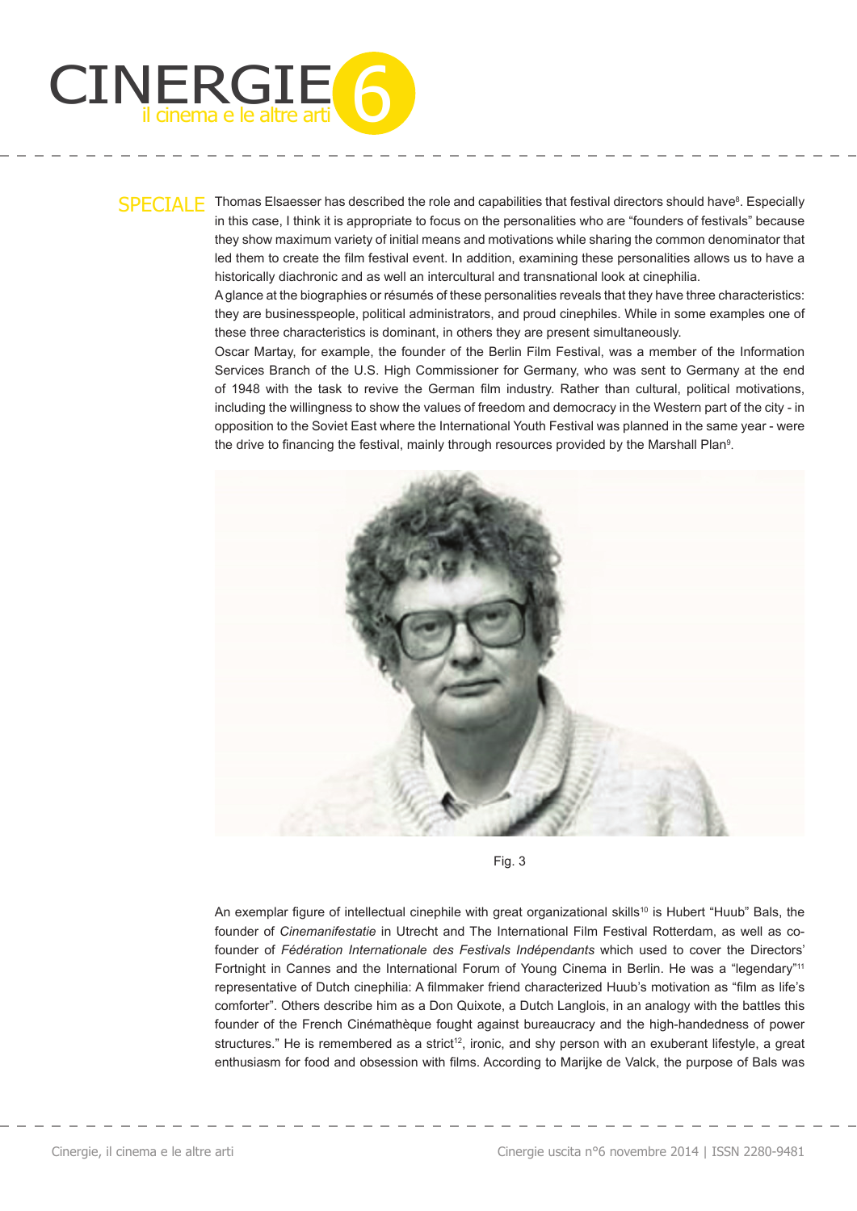Thomas Elsaesser has described the role and capabilities that festival directors should have[8]. Especially in this case, I think it is appropriate to focus on the personalities who are "founders of festivals" because they show maximum variety of initial means and motivations while sharing the common denominator that led them to create the film festival event. In addition, examining these personalities allows us to have a historically diachronic and as well an intercultural and transnational look at cinephilia.

A glance at the biographies or résumés of these personalities reveals that they have three characteristics: they are businesspeople, political administrators, and proud cinephiles. While in some examples one of these three characteristics is dominant, in others they are present simultaneously.

Oscar Martay, for example, the founder of the Berlin Film Festival, was a member of the Information Services Branch of the U.S. High Commissioner for Germany, who was sent to Germany at the end of 1948 with the task to revive the German film industry. Rather than cultural, political motivations, including the willingness to show the values of freedom and democracy in the Western part of the city - in opposition to the Soviet East where the International Youth Festival was planned in the same year - were the drive to financing the festival, mainly through resources provided by the Marshall Plan[9].

Fig. 3

An exemplar figure of intellectual cinephile with great organizational skills[10] is Hubert "Huub" Bals, the founder of *Cinemanifestatie* in Utrecht and The International Film Festival Rotterdam, as well as co-founder of *Fédération Internationale des Festivals Indépendants* which used to cover the Directors' Fortnight in Cannes and the International Forum of Young Cinema in Berlin. He was a "legendary"[11] representative of Dutch cinephilia: A filmmaker friend characterized Huub's motivation as "film as life's comforter". Others describe him as a Don Quixote, a Dutch Langlois, in an analogy with the battles this founder of the French Cinémathèque fought against bureaucracy and the high-handedness of power structures." He is remembered as a strict[12], ironic, and shy person with an exuberant lifestyle, a great enthusiasm for food and obsession with films. According to Marijke de Valck, the purpose of Bals was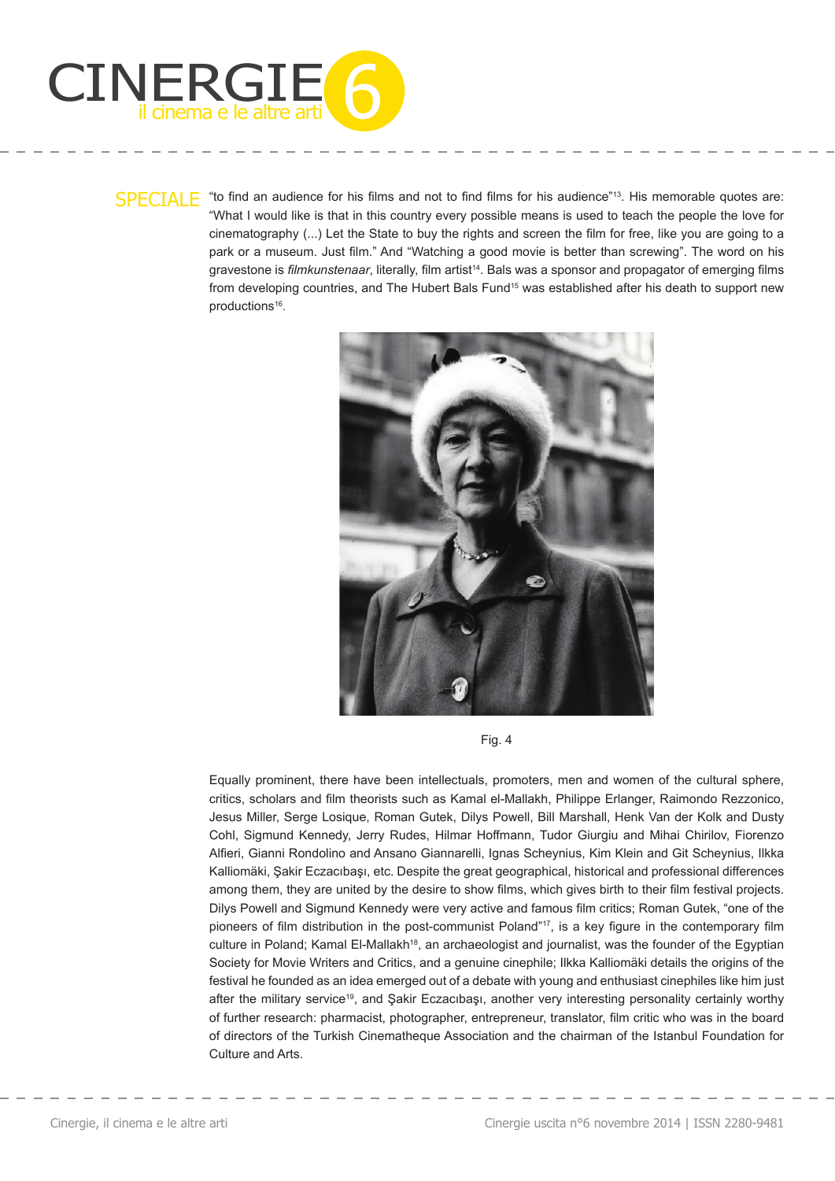"to find an audience for his films and not to find films for his audience"[13]. His memorable quotes are: "What I would like is that in this country every possible means is used to teach the people the love for cinematography (...) Let the State to buy the rights and screen the film for free, like you are going to a park or a museum. Just film." And "Watching a good movie is better than screwing". The word on his gravestone is *filmkunstenaar*, literally, film artist[14]. Bals was a sponsor and propagator of emerging films from developing countries, and The Hubert Bals Fund[15] was established after his death to support new productions[16].

Fig. 4

Equally prominent, there have been intellectuals, promoters, men and women of the cultural sphere, critics, scholars and film theorists such as Kamal el-Mallakh, Philippe Erlanger, Raimondo Rezzonico, Jesus Miller, Serge Losique, Roman Gutek, Dilys Powell, Bill Marshall, Henk Van der Kolk and Dusty Cohl, Sigmund Kennedy, Jerry Rudes, Hilmar Hoffmann, Tudor Giurgiu and Mihai Chirilov, Fiorenzo Alfieri, Gianni Rondolino and Ansano Giannarelli, Ignas Scheynius, Kim Klein and Git Scheynius, Ilkka Kalliomäki, Şakir Eczacıbaşı, etc. Despite the great geographical, historical and professional differences among them, they are united by the desire to show films, which gives birth to their film festival projects. Dilys Powell and Sigmund Kennedy were very active and famous film critics; Roman Gutek, "one of the pioneers of film distribution in the post-communist Poland"[17], is a key figure in the contemporary film culture in Poland; Kamal El-Mallakh[18], an archaeologist and journalist, was the founder of the Egyptian Society for Movie Writers and Critics, and a genuine cinephile; Ilkka Kalliomäki details the origins of the festival he founded as an idea emerged out of a debate with young and enthusiast cinephiles like him just after the military service[19], and Şakir Eczacıbaşı, another very interesting personality certainly worthy of further research: pharmacist, photographer, entrepreneur, translator, film critic who was in the board of directors of the Turkish Cinematheque Association and the chairman of the Istanbul Foundation for Culture and Arts.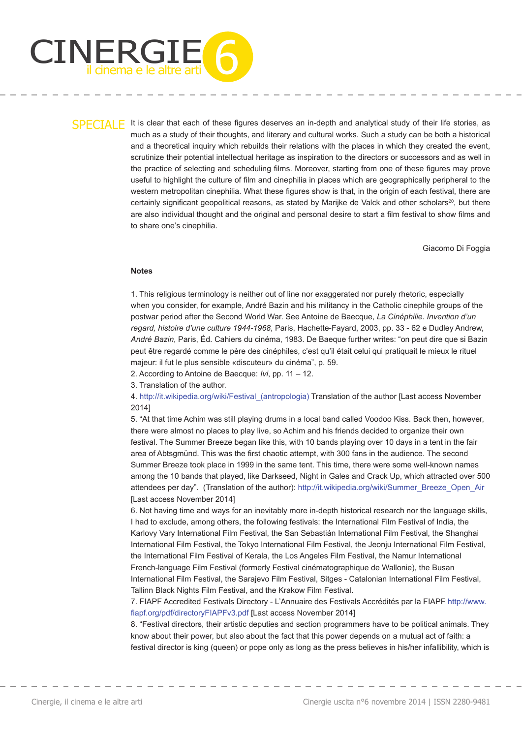SPECIALE

It is clear that each of these figures deserves an in-depth and analytical study of their life stories, as much as a study of their thoughts, and literary and cultural works. Such a study can be both a historical and a theoretical inquiry which rebuilds their relations with the places in which they created the event, scrutinize their potential intellectual heritage as inspiration to the directors or successors and as well in the practice of selecting and scheduling films. Moreover, starting from one of these figures may prove useful to highlight the culture of film and cinephilia in places which are geographically peripheral to the western metropolitan cinephilia. What these figures show is that, in the origin of each festival, there are certainly significant geopolitical reasons, as stated by Marijke de Valck and other scholars[20], but there are also individual thought and the original and personal desire to start a film festival to show films and to share one's cinephilia.

Giacomo Di Foggia

**Notes**

1. This religious terminology is neither out of line nor exaggerated nor purely rhetoric, especially when you consider, for example, André Bazin and his militancy in the Catholic cinephile groups of the postwar period after the Second World War. See Antoine de Baecque, *La Cinéphilie. Invention d'un regard, histoire d'une culture 1944-1968*, Paris, Hachette-Fayard, 2003, pp. 33 - 62 e Dudley Andrew, *André Bazin*, Paris, Éd. Cahiers du cinéma, 1983. De Baeque further writes: "on peut dire que si Bazin peut être regardé comme le père des cinéphiles, c'est qu'il était celui qui pratiquait le mieux le rituel majeur: il fut le plus sensible «discuteur» du cinéma", p. 59.
2. According to Antoine de Baecque: *Ivi*, pp. 11 – 12.
3. Translation of the author.
4. http://it.wikipedia.org/wiki/Festival_(antropologia) Translation of the author [Last access November 2014]
5. "At that time Achim was still playing drums in a local band called Voodoo Kiss. Back then, however, there were almost no places to play live, so Achim and his friends decided to organize their own festival. The Summer Breeze began like this, with 10 bands playing over 10 days in a tent in the fair area of Abtsgmünd. This was the first chaotic attempt, with 300 fans in the audience. The second Summer Breeze took place in 1999 in the same tent. This time, there were some well-known names among the 10 bands that played, like Darkseed, Night in Gales and Crack Up, which attracted over 500 attendees per day". (Translation of the author): http://it.wikipedia.org/wiki/Summer_Breeze_Open_Air [Last access November 2014]
6. Not having time and ways for an inevitably more in-depth historical research nor the language skills, I had to exclude, among others, the following festivals: the International Film Festival of India, the Karlovy Vary International Film Festival, the San Sebastián International Film Festival, the Shanghai International Film Festival, the Tokyo International Film Festival, the Jeonju International Film Festival, the International Film Festival of Kerala, the Los Angeles Film Festival, the Namur International French-language Film Festival (formerly Festival cinématographique de Wallonie), the Busan International Film Festival, the Sarajevo Film Festival, Sitges - Catalonian International Film Festival, Tallinn Black Nights Film Festival, and the Krakow Film Festival.
7. FIAPF Accredited Festivals Directory - L'Annuaire des Festivals Accrédités par la FIAPF http://www.fiapf.org/pdf/directoryFIAPFv3.pdf [Last access November 2014]
8. "Festival directors, their artistic deputies and section programmers have to be political animals. They know about their power, but also about the fact that this power depends on a mutual act of faith: a festival director is king (queen) or pope only as long as the press believes in his/her infallibility, which is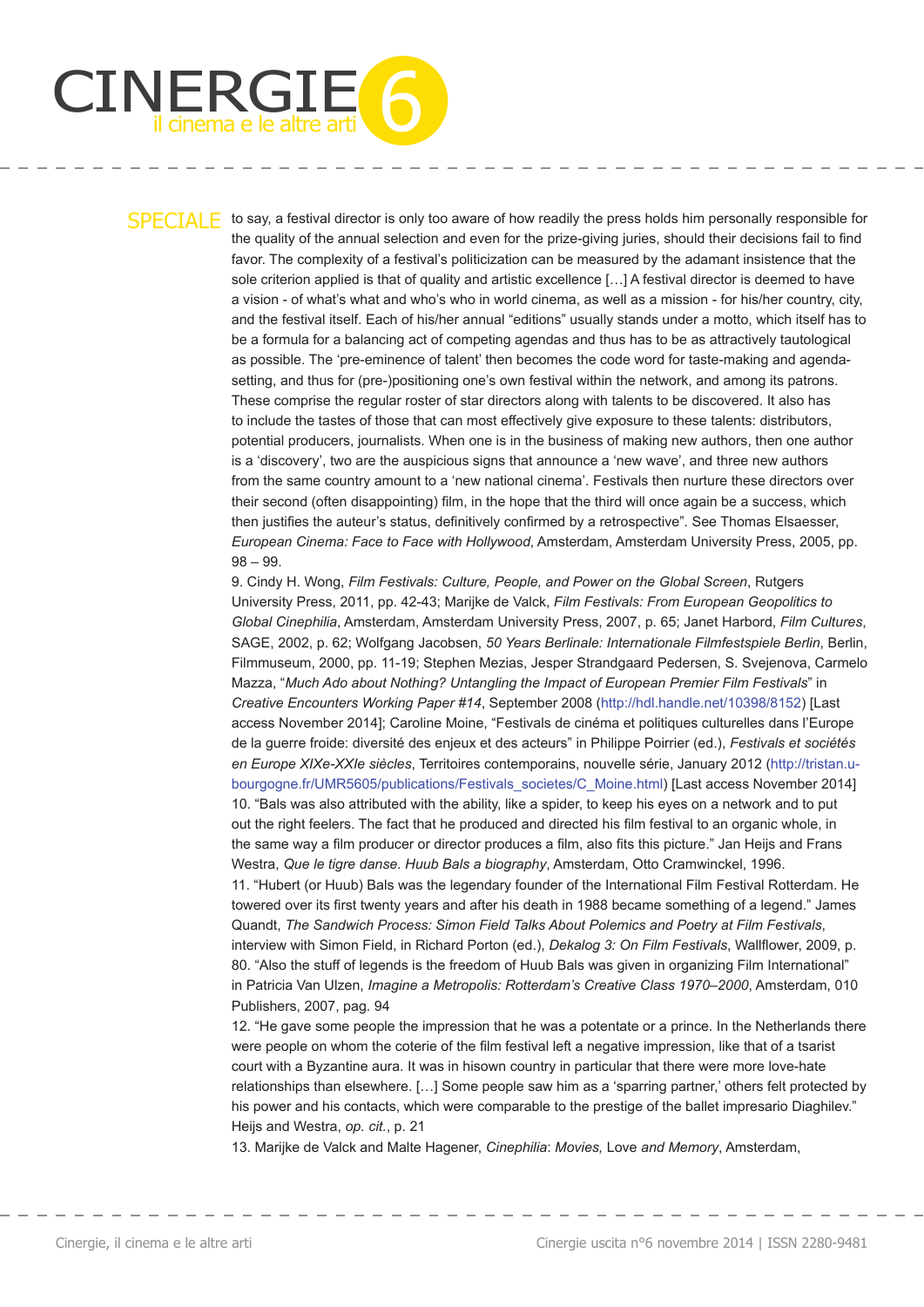to say, a festival director is only too aware of how readily the press holds him personally responsible for the quality of the annual selection and even for the prize-giving juries, should their decisions fail to find favor. The complexity of a festival's politicization can be measured by the adamant insistence that the sole criterion applied is that of quality and artistic excellence […] A festival director is deemed to have a vision - of what's what and who's who in world cinema, as well as a mission - for his/her country, city, and the festival itself. Each of his/her annual "editions" usually stands under a motto, which itself has to be a formula for a balancing act of competing agendas and thus has to be as attractively tautological as possible. The 'pre-eminence of talent' then becomes the code word for taste-making and agenda-setting, and thus for (pre-)positioning one's own festival within the network, and among its patrons. These comprise the regular roster of star directors along with talents to be discovered. It also has to include the tastes of those that can most effectively give exposure to these talents: distributors, potential producers, journalists. When one is in the business of making new authors, then one author is a 'discovery', two are the auspicious signs that announce a 'new wave', and three new authors from the same country amount to a 'new national cinema'. Festivals then nurture these directors over their second (often disappointing) film, in the hope that the third will once again be a success, which then justifies the auteur's status, definitively confirmed by a retrospective". See Thomas Elsaesser, *European Cinema: Face to Face with Hollywood*, Amsterdam, Amsterdam University Press, 2005, pp. 98 – 99.

9. Cindy H. Wong, *Film Festivals: Culture, People, and Power on the Global Screen*, Rutgers University Press, 2011, pp. 42-43; Marijke de Valck, *Film Festivals: From European Geopolitics to Global Cinephilia*, Amsterdam, Amsterdam University Press, 2007, p. 65; Janet Harbord, *Film Cultures*, SAGE, 2002, p. 62; Wolfgang Jacobsen, *50 Years Berlinale: Internationale Filmfestspiele Berlin*, Berlin, Filmmuseum, 2000, pp. 11-19; Stephen Mezias, Jesper Strandgaard Pedersen, S. Svejenova, Carmelo Mazza, "*Much Ado about Nothing? Untangling the Impact of European Premier Film Festivals*" in *Creative Encounters Working Paper #14*, September 2008 (http://hdl.handle.net/10398/8152) [Last access November 2014]; Caroline Moine, "Festivals de cinéma et politiques culturelles dans l'Europe de la guerre froide: diversité des enjeux et des acteurs" in Philippe Poirrier (ed.), *Festivals et sociétés en Europe XIXe-XXIe siècles*, Territoires contemporains, nouvelle série, January 2012 (http://tristan.u-bourgogne.fr/UMR5605/publications/Festivals_societes/C_Moine.html) [Last access November 2014]

10. "Bals was also attributed with the ability, like a spider, to keep his eyes on a network and to put out the right feelers. The fact that he produced and directed his film festival to an organic whole, in the same way a film producer or director produces a film, also fits this picture." Jan Heijs and Frans Westra, *Que le tigre danse. Huub Bals a biography*, Amsterdam, Otto Cramwinckel, 1996.

11. "Hubert (or Huub) Bals was the legendary founder of the International Film Festival Rotterdam. He towered over its first twenty years and after his death in 1988 became something of a legend." James Quandt, *The Sandwich Process: Simon Field Talks About Polemics and Poetry at Film Festivals*, interview with Simon Field, in Richard Porton (ed.), *Dekalog 3: On Film Festivals*, Wallflower, 2009, p. 80. "Also the stuff of legends is the freedom of Huub Bals was given in organizing Film International" in Patricia Van Ulzen, *Imagine a Metropolis: Rotterdam's Creative Class 1970–2000*, Amsterdam, 010 Publishers, 2007, pag. 94

12. "He gave some people the impression that he was a potentate or a prince. In the Netherlands there were people on whom the coterie of the film festival left a negative impression, like that of a tsarist court with a Byzantine aura. It was in hisown country in particular that there were more love-hate relationships than elsewhere. […] Some people saw him as a 'sparring partner,' others felt protected by his power and his contacts, which were comparable to the prestige of the ballet impresario Diaghilev." Heijs and Westra, *op. cit.*, p. 21

13. Marijke de Valck and Malte Hagener, *Cinephilia*: *Movies,* Love *and Memory*, Amsterdam,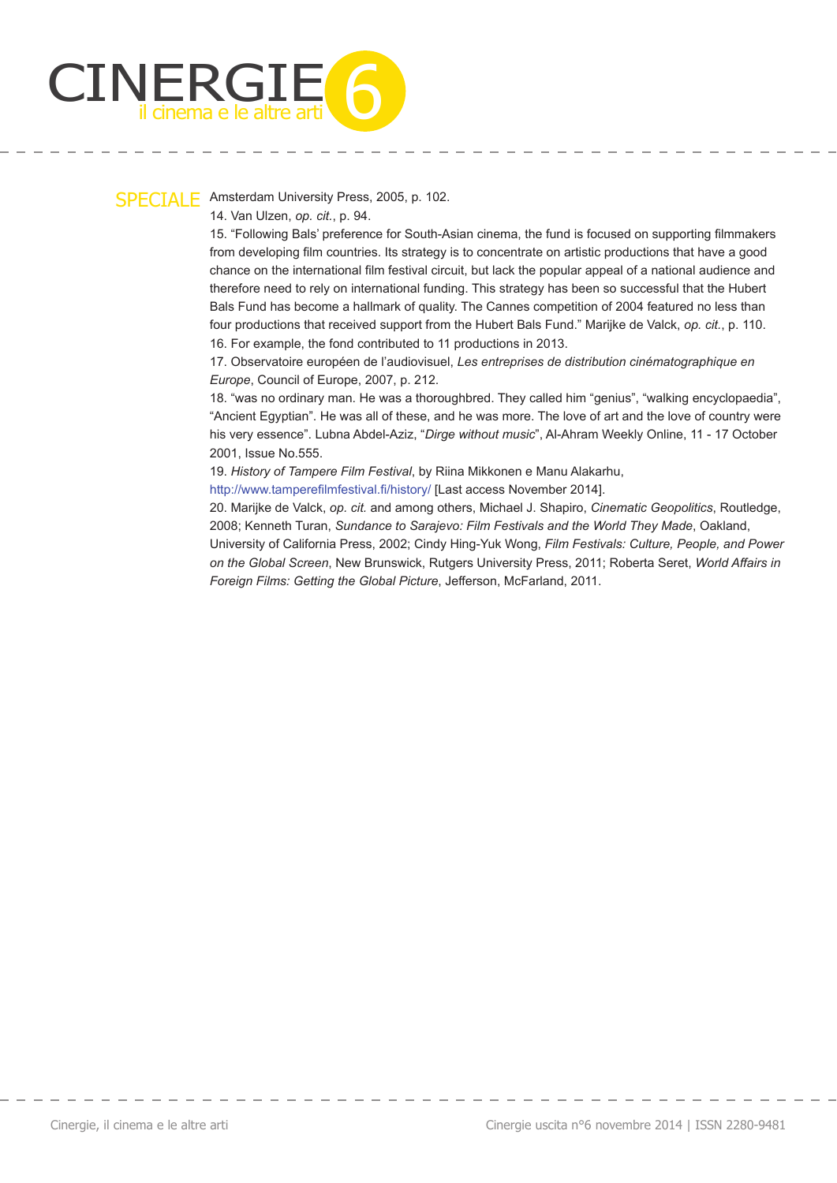Amsterdam University Press, 2005, p. 102.

14. Van Ulzen, *op. cit.*, p. 94.

15. "Following Bals' preference for South-Asian cinema, the fund is focused on supporting filmmakers from developing film countries. Its strategy is to concentrate on artistic productions that have a good chance on the international film festival circuit, but lack the popular appeal of a national audience and therefore need to rely on international funding. This strategy has been so successful that the Hubert Bals Fund has become a hallmark of quality. The Cannes competition of 2004 featured no less than four productions that received support from the Hubert Bals Fund." Marijke de Valck, *op. cit.*, p. 110.

16. For example, the fond contributed to 11 productions in 2013.

17. Observatoire européen de l'audiovisuel, *Les entreprises de distribution cinématographique en Europe*, Council of Europe, 2007, p. 212.

18. "was no ordinary man. He was a thoroughbred. They called him "genius", "walking encyclopaedia", "Ancient Egyptian". He was all of these, and he was more. The love of art and the love of country were his very essence". Lubna Abdel-Aziz, "*Dirge without music*", Al-Ahram Weekly Online, 11 - 17 October 2001, Issue No.555.

19. *History of Tampere Film Festival*, by Riina Mikkonen e Manu Alakarhu, http://www.tamperefilmfestival.fi/history/ [Last access November 2014].

20. Marijke de Valck, *op. cit.* and among others, Michael J. Shapiro, *Cinematic Geopolitics*, Routledge, 2008; Kenneth Turan, *Sundance to Sarajevo: Film Festivals and the World They Made*, Oakland, University of California Press, 2002; Cindy Hing-Yuk Wong, *Film Festivals: Culture, People, and Power on the Global Screen*, New Brunswick, Rutgers University Press, 2011; Roberta Seret, *World Affairs in Foreign Films: Getting the Global Picture*, Jefferson, McFarland, 2011.